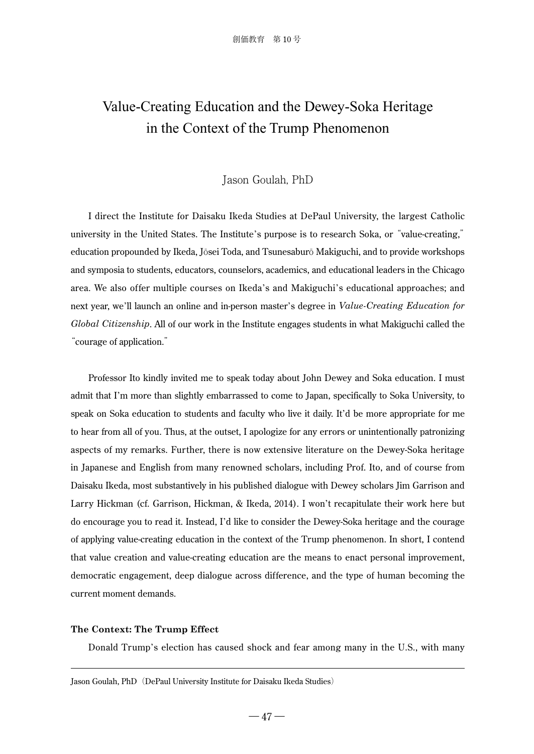# Value-Creating Education and the Dewey-Soka Heritage in the Context of the Trump Phenomenon

Jason Goulah, PhD

I direct the Institute for Daisaku Ikeda Studies at DePaul University, the largest Catholic university in the United States. The Institute's purpose is to research Soka, or "value-creating," education propounded by Ikeda, Jōsei Toda, and Tsunesaburō Makiguchi, and to provide workshops and symposia to students, educators, counselors, academics, and educational leaders in the Chicago area. We also offer multiple courses on Ikeda's and Makiguchi's educational approaches; and next year, we'll launch an online and in-person master's degree in *Value-Creating Education for Global Citizenship*. All of our work in the Institute engages students in what Makiguchi called the "courage of application."

Professor Ito kindly invited me to speak today about John Dewey and Soka education. I must admit that I'm more than slightly embarrassed to come to Japan, specifically to Soka University, to speak on Soka education to students and faculty who live it daily. It'd be more appropriate for me to hear from all of you. Thus, at the outset, I apologize for any errors or unintentionally patronizing aspects of my remarks. Further, there is now extensive literature on the Dewey-Soka heritage in Japanese and English from many renowned scholars, including Prof. Ito, and of course from Daisaku Ikeda, most substantively in his published dialogue with Dewey scholars Jim Garrison and Larry Hickman (cf. Garrison, Hickman, & Ikeda, 2014). I won't recapitulate their work here but do encourage you to read it. Instead, I'd like to consider the Dewey-Soka heritage and the courage of applying value-creating education in the context of the Trump phenomenon. In short, I contend that value creation and value-creating education are the means to enact personal improvement, democratic engagement, deep dialogue across difference, and the type of human becoming the current moment demands.

**The Context: The Trump Effect**

Donald Trump's election has caused shock and fear among many in the U.S., with many

---

Jason Goulah, PhD (DePaul University Institute for Daisaku Ikeda Studies)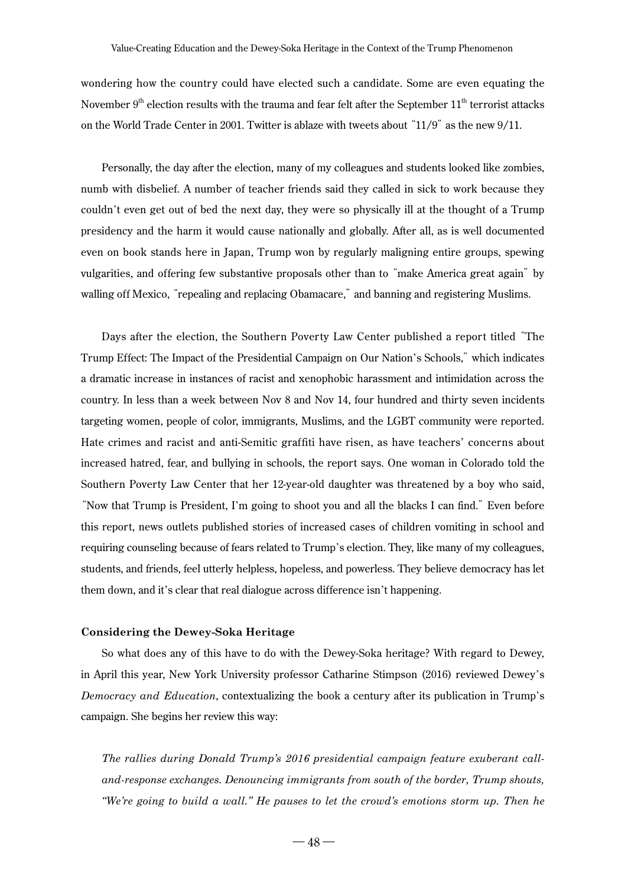wondering how the country could have elected such a candidate. Some are even equating the November 9th election results with the trauma and fear felt after the September 11th terrorist attacks on the World Trade Center in 2001. Twitter is ablaze with tweets about "11/9" as the new 9/11.

Personally, the day after the election, many of my colleagues and students looked like zombies, numb with disbelief. A number of teacher friends said they called in sick to work because they couldn't even get out of bed the next day, they were so physically ill at the thought of a Trump presidency and the harm it would cause nationally and globally. After all, as is well documented even on book stands here in Japan, Trump won by regularly maligning entire groups, spewing vulgarities, and offering few substantive proposals other than to "make America great again" by walling off Mexico, "repealing and replacing Obamacare," and banning and registering Muslims.

Days after the election, the Southern Poverty Law Center published a report titled "The Trump Effect: The Impact of the Presidential Campaign on Our Nation's Schools," which indicates a dramatic increase in instances of racist and xenophobic harassment and intimidation across the country. In less than a week between Nov 8 and Nov 14, four hundred and thirty seven incidents targeting women, people of color, immigrants, Muslims, and the LGBT community were reported. Hate crimes and racist and anti-Semitic graffiti have risen, as have teachers' concerns about increased hatred, fear, and bullying in schools, the report says. One woman in Colorado told the Southern Poverty Law Center that her 12-year-old daughter was threatened by a boy who said, "Now that Trump is President, I'm going to shoot you and all the blacks I can find." Even before this report, news outlets published stories of increased cases of children vomiting in school and requiring counseling because of fears related to Trump's election. They, like many of my colleagues, students, and friends, feel utterly helpless, hopeless, and powerless. They believe democracy has let them down, and it's clear that real dialogue across difference isn't happening.

**Considering the Dewey-Soka Heritage**

So what does any of this have to do with the Dewey-Soka heritage? With regard to Dewey, in April this year, New York University professor Catharine Stimpson (2016) reviewed Dewey's *Democracy and Education*, contextualizing the book a century after its publication in Trump's campaign. She begins her review this way:

*The rallies during Donald Trump's 2016 presidential campaign feature exuberant call-and-response exchanges. Denouncing immigrants from south of the border, Trump shouts, "We're going to build a wall." He pauses to let the crowd's emotions storm up. Then he*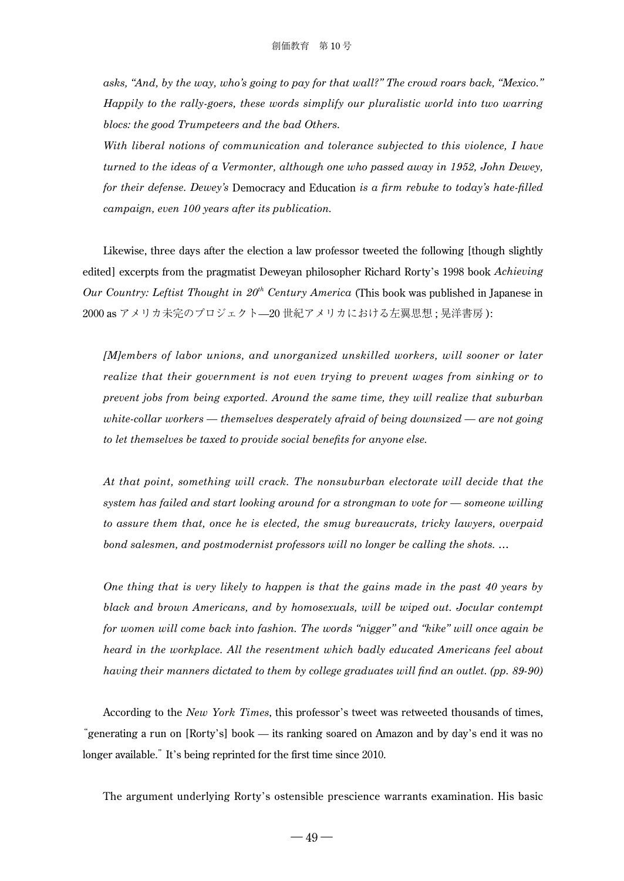*asks, "And, by the way, who's going to pay for that wall?" The crowd roars back, "Mexico." Happily to the rally-goers, these words simplify our pluralistic world into two warring blocs: the good Trumpeteers and the bad Others.*

*With liberal notions of communication and tolerance subjected to this violence, I have turned to the ideas of a Vermonter, although one who passed away in 1952, John Dewey, for their defense. Dewey's* Democracy and Education *is a firm rebuke to today's hate-filled campaign, even 100 years after its publication.*

Likewise, three days after the election a law professor tweeted the following [though slightly edited] excerpts from the pragmatist Deweyan philosopher Richard Rorty's 1998 book *Achieving Our Country: Leftist Thought in 20th Century America* (This book was published in Japanese in 2000 as アメリカ未完のプロジェクト—20世紀アメリカにおける左翼思想；晃洋書房):

*[M]embers of labor unions, and unorganized unskilled workers, will sooner or later realize that their government is not even trying to prevent wages from sinking or to prevent jobs from being exported. Around the same time, they will realize that suburban white-collar workers — themselves desperately afraid of being downsized — are not going to let themselves be taxed to provide social benefits for anyone else.*

*At that point, something will crack. The nonsuburban electorate will decide that the system has failed and start looking around for a strongman to vote for — someone willing to assure them that, once he is elected, the smug bureaucrats, tricky lawyers, overpaid bond salesmen, and postmodernist professors will no longer be calling the shots. …*

*One thing that is very likely to happen is that the gains made in the past 40 years by black and brown Americans, and by homosexuals, will be wiped out. Jocular contempt for women will come back into fashion. The words "nigger" and "kike" will once again be heard in the workplace. All the resentment which badly educated Americans feel about having their manners dictated to them by college graduates will find an outlet. (pp. 89-90)*

According to the *New York Times*, this professor's tweet was retweeted thousands of times, "generating a run on [Rorty's] book — its ranking soared on Amazon and by day's end it was no longer available." It's being reprinted for the first time since 2010.

The argument underlying Rorty's ostensible prescience warrants examination. His basic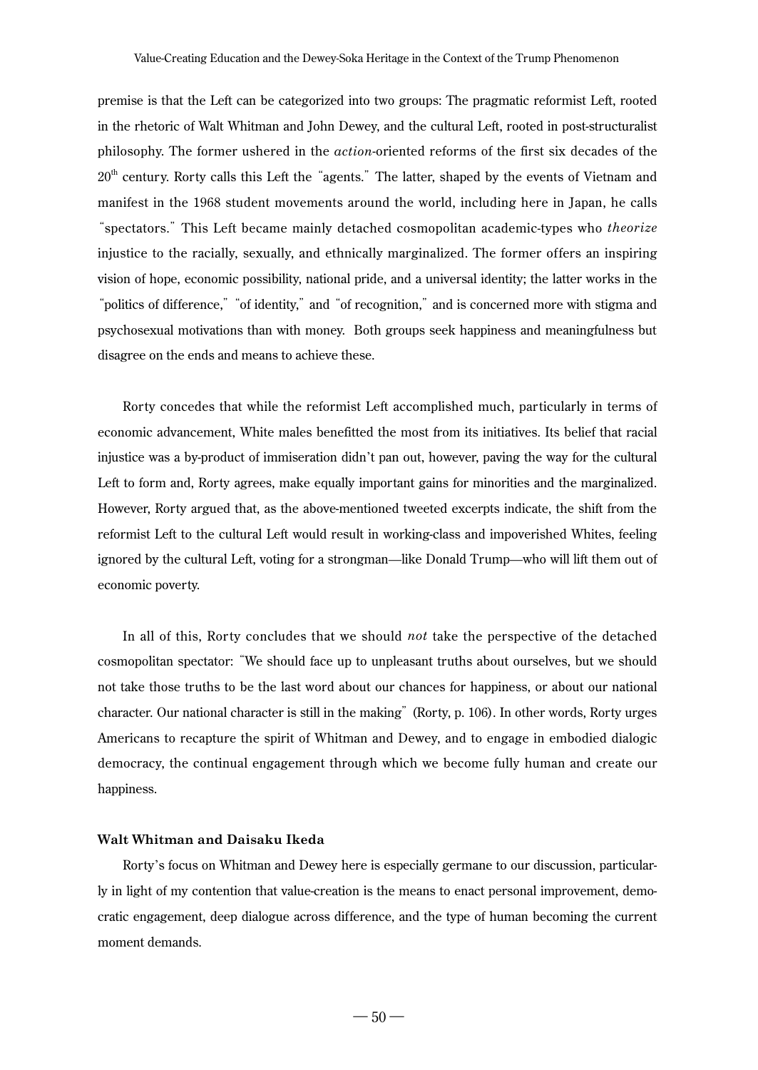premise is that the Left can be categorized into two groups: The pragmatic reformist Left, rooted in the rhetoric of Walt Whitman and John Dewey, and the cultural Left, rooted in post-structuralist philosophy. The former ushered in the *action*-oriented reforms of the first six decades of the 20th century. Rorty calls this Left the "agents." The latter, shaped by the events of Vietnam and manifest in the 1968 student movements around the world, including here in Japan, he calls "spectators." This Left became mainly detached cosmopolitan academic-types who *theorize* injustice to the racially, sexually, and ethnically marginalized. The former offers an inspiring vision of hope, economic possibility, national pride, and a universal identity; the latter works in the "politics of difference," "of identity," and "of recognition," and is concerned more with stigma and psychosexual motivations than with money. Both groups seek happiness and meaningfulness but disagree on the ends and means to achieve these.

Rorty concedes that while the reformist Left accomplished much, particularly in terms of economic advancement, White males benefitted the most from its initiatives. Its belief that racial injustice was a by-product of immiseration didn't pan out, however, paving the way for the cultural Left to form and, Rorty agrees, make equally important gains for minorities and the marginalized. However, Rorty argued that, as the above-mentioned tweeted excerpts indicate, the shift from the reformist Left to the cultural Left would result in working-class and impoverished Whites, feeling ignored by the cultural Left, voting for a strongman—like Donald Trump—who will lift them out of economic poverty.

In all of this, Rorty concludes that we should *not* take the perspective of the detached cosmopolitan spectator: "We should face up to unpleasant truths about ourselves, but we should not take those truths to be the last word about our chances for happiness, or about our national character. Our national character is still in the making" (Rorty, p. 106). In other words, Rorty urges Americans to recapture the spirit of Whitman and Dewey, and to engage in embodied dialogic democracy, the continual engagement through which we become fully human and create our happiness.

### Walt Whitman and Daisaku Ikeda

Rorty's focus on Whitman and Dewey here is especially germane to our discussion, particularly in light of my contention that value-creation is the means to enact personal improvement, democratic engagement, deep dialogue across difference, and the type of human becoming the current moment demands.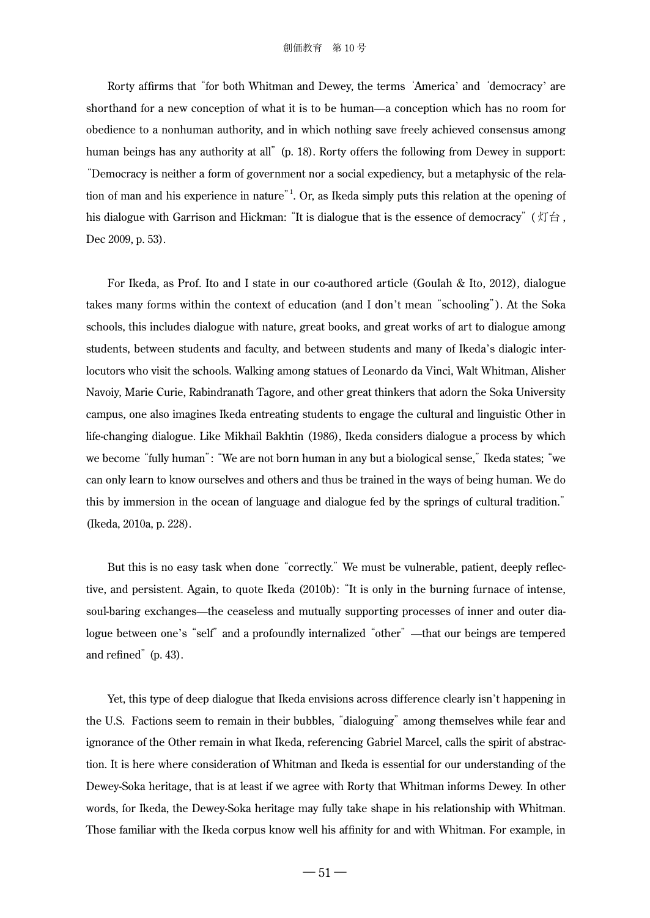Rorty affirms that "for both Whitman and Dewey, the terms 'America' and 'democracy' are shorthand for a new conception of what it is to be human—a conception which has no room for obedience to a nonhuman authority, and in which nothing save freely achieved consensus among human beings has any authority at all" (p. 18). Rorty offers the following from Dewey in support: "Democracy is neither a form of government nor a social expediency, but a metaphysic of the relation of man and his experience in nature"[1]. Or, as Ikeda simply puts this relation at the opening of his dialogue with Garrison and Hickman: "It is dialogue that is the essence of democracy" (灯台 , Dec 2009, p. 53).

For Ikeda, as Prof. Ito and I state in our co-authored article (Goulah & Ito, 2012), dialogue takes many forms within the context of education (and I don't mean "schooling"). At the Soka schools, this includes dialogue with nature, great books, and great works of art to dialogue among students, between students and faculty, and between students and many of Ikeda's dialogic interlocutors who visit the schools. Walking among statues of Leonardo da Vinci, Walt Whitman, Alisher Navoiy, Marie Curie, Rabindranath Tagore, and other great thinkers that adorn the Soka University campus, one also imagines Ikeda entreating students to engage the cultural and linguistic Other in life-changing dialogue. Like Mikhail Bakhtin (1986), Ikeda considers dialogue a process by which we become "fully human": "We are not born human in any but a biological sense," Ikeda states; "we can only learn to know ourselves and others and thus be trained in the ways of being human. We do this by immersion in the ocean of language and dialogue fed by the springs of cultural tradition." (Ikeda, 2010a, p. 228).

But this is no easy task when done "correctly." We must be vulnerable, patient, deeply reflective, and persistent. Again, to quote Ikeda (2010b): "It is only in the burning furnace of intense, soul-baring exchanges—the ceaseless and mutually supporting processes of inner and outer dialogue between one's "self" and a profoundly internalized "other" —that our beings are tempered and refined" (p. 43).

Yet, this type of deep dialogue that Ikeda envisions across difference clearly isn't happening in the U.S. Factions seem to remain in their bubbles, "dialoguing" among themselves while fear and ignorance of the Other remain in what Ikeda, referencing Gabriel Marcel, calls the spirit of abstraction. It is here where consideration of Whitman and Ikeda is essential for our understanding of the Dewey-Soka heritage, that is at least if we agree with Rorty that Whitman informs Dewey. In other words, for Ikeda, the Dewey-Soka heritage may fully take shape in his relationship with Whitman. Those familiar with the Ikeda corpus know well his affinity for and with Whitman. For example, in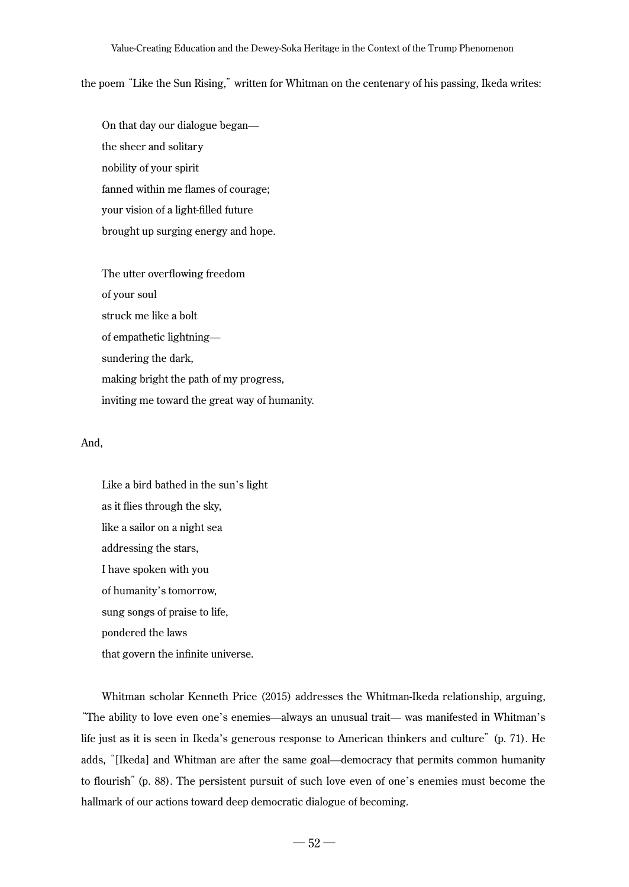the poem "Like the Sun Rising," written for Whitman on the centenary of his passing, Ikeda writes:

> On that day our dialogue began—
> the sheer and solitary
> nobility of your spirit
> fanned within me flames of courage;
> your vision of a light-filled future
> brought up surging energy and hope.
>
> The utter overflowing freedom
> of your soul
> struck me like a bolt
> of empathetic lightning—
> sundering the dark,
> making bright the path of my progress,
> inviting me toward the great way of humanity.

And,

> Like a bird bathed in the sun's light
> as it flies through the sky,
> like a sailor on a night sea
> addressing the stars,
> I have spoken with you
> of humanity's tomorrow,
> sung songs of praise to life,
> pondered the laws
> that govern the infinite universe.

Whitman scholar Kenneth Price (2015) addresses the Whitman-Ikeda relationship, arguing, "The ability to love even one's enemies—always an unusual trait— was manifested in Whitman's life just as it is seen in Ikeda's generous response to American thinkers and culture" (p. 71). He adds, "[Ikeda] and Whitman are after the same goal—democracy that permits common humanity to flourish" (p. 88). The persistent pursuit of such love even of one's enemies must become the hallmark of our actions toward deep democratic dialogue of becoming.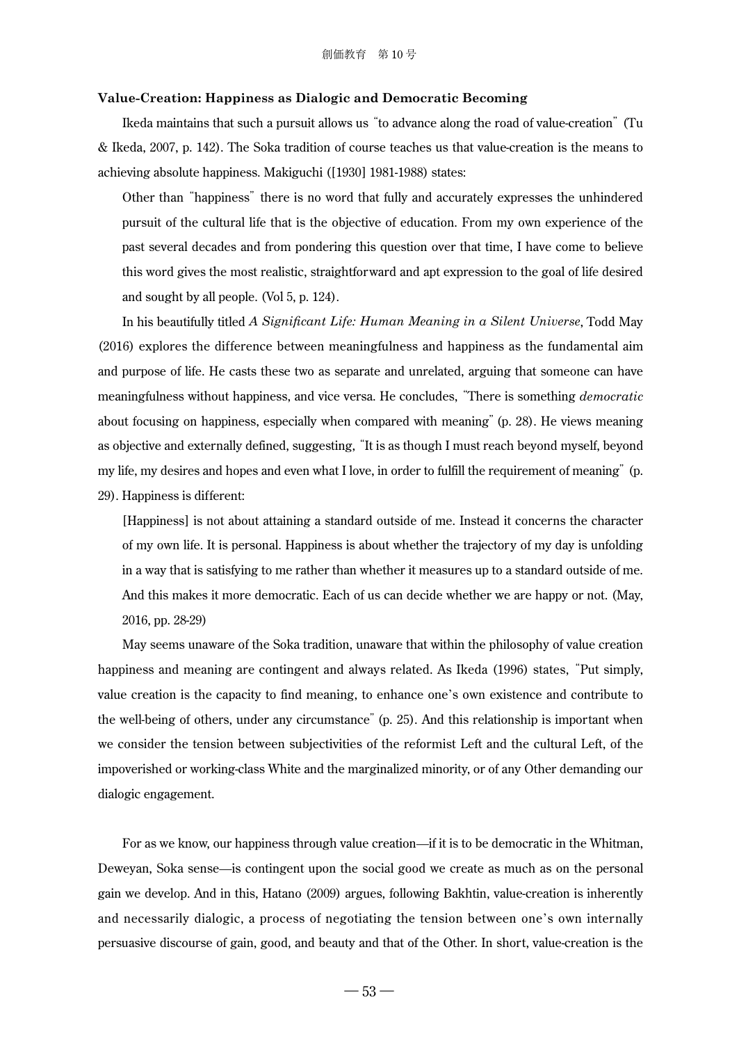**Value-Creation: Happiness as Dialogic and Democratic Becoming**

Ikeda maintains that such a pursuit allows us "to advance along the road of value-creation" (Tu & Ikeda, 2007, p. 142). The Soka tradition of course teaches us that value-creation is the means to achieving absolute happiness. Makiguchi ([1930] 1981-1988) states:

> Other than "happiness" there is no word that fully and accurately expresses the unhindered pursuit of the cultural life that is the objective of education. From my own experience of the past several decades and from pondering this question over that time, I have come to believe this word gives the most realistic, straightforward and apt expression to the goal of life desired and sought by all people. (Vol 5, p. 124).

In his beautifully titled *A Significant Life: Human Meaning in a Silent Universe*, Todd May (2016) explores the difference between meaningfulness and happiness as the fundamental aim and purpose of life. He casts these two as separate and unrelated, arguing that someone can have meaningfulness without happiness, and vice versa. He concludes, "There is something *democratic* about focusing on happiness, especially when compared with meaning" (p. 28). He views meaning as objective and externally defined, suggesting, "It is as though I must reach beyond myself, beyond my life, my desires and hopes and even what I love, in order to fulfill the requirement of meaning" (p. 29). Happiness is different:

> [Happiness] is not about attaining a standard outside of me. Instead it concerns the character of my own life. It is personal. Happiness is about whether the trajectory of my day is unfolding in a way that is satisfying to me rather than whether it measures up to a standard outside of me. And this makes it more democratic. Each of us can decide whether we are happy or not. (May, 2016, pp. 28-29)

May seems unaware of the Soka tradition, unaware that within the philosophy of value creation happiness and meaning are contingent and always related. As Ikeda (1996) states, "Put simply, value creation is the capacity to find meaning, to enhance one's own existence and contribute to the well-being of others, under any circumstance" (p. 25). And this relationship is important when we consider the tension between subjectivities of the reformist Left and the cultural Left, of the impoverished or working-class White and the marginalized minority, or of any Other demanding our dialogic engagement.

For as we know, our happiness through value creation—if it is to be democratic in the Whitman, Deweyan, Soka sense—is contingent upon the social good we create as much as on the personal gain we develop. And in this, Hatano (2009) argues, following Bakhtin, value-creation is inherently and necessarily dialogic, a process of negotiating the tension between one's own internally persuasive discourse of gain, good, and beauty and that of the Other. In short, value-creation is the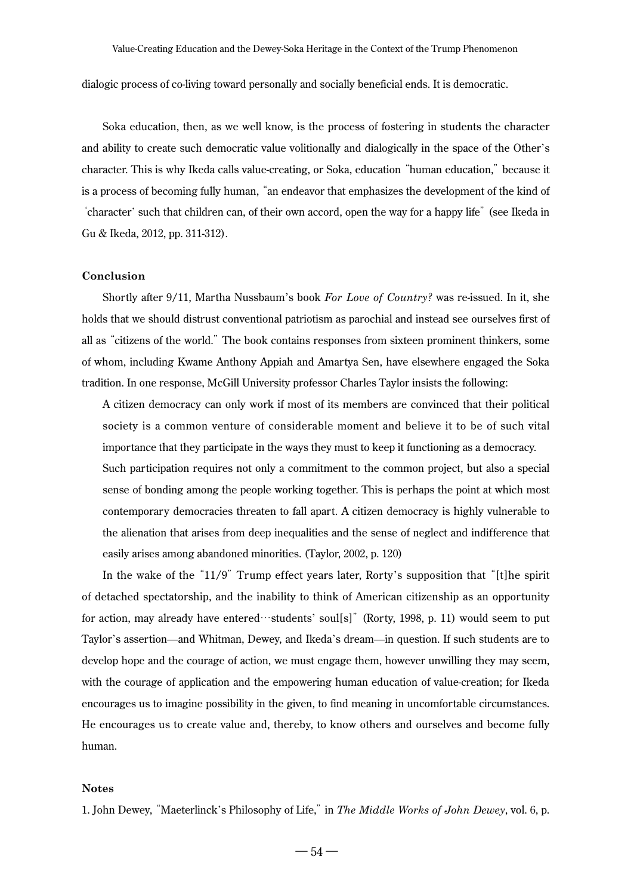dialogic process of co-living toward personally and socially beneficial ends. It is democratic.

Soka education, then, as we well know, is the process of fostering in students the character and ability to create such democratic value volitionally and dialogically in the space of the Other's character. This is why Ikeda calls value-creating, or Soka, education "human education," because it is a process of becoming fully human, "an endeavor that emphasizes the development of the kind of 'character' such that children can, of their own accord, open the way for a happy life" (see Ikeda in Gu & Ikeda, 2012, pp. 311-312).

### Conclusion

Shortly after 9/11, Martha Nussbaum's book *For Love of Country?* was re-issued. In it, she holds that we should distrust conventional patriotism as parochial and instead see ourselves first of all as "citizens of the world." The book contains responses from sixteen prominent thinkers, some of whom, including Kwame Anthony Appiah and Amartya Sen, have elsewhere engaged the Soka tradition. In one response, McGill University professor Charles Taylor insists the following:

> A citizen democracy can only work if most of its members are convinced that their political society is a common venture of considerable moment and believe it to be of such vital importance that they participate in the ways they must to keep it functioning as a democracy.
> Such participation requires not only a commitment to the common project, but also a special sense of bonding among the people working together. This is perhaps the point at which most contemporary democracies threaten to fall apart. A citizen democracy is highly vulnerable to the alienation that arises from deep inequalities and the sense of neglect and indifference that easily arises among abandoned minorities. (Taylor, 2002, p. 120)

In the wake of the "11/9" Trump effect years later, Rorty's supposition that "[t]he spirit of detached spectatorship, and the inability to think of American citizenship as an opportunity for action, may already have entered…students' soul[s]" (Rorty, 1998, p. 11) would seem to put Taylor's assertion—and Whitman, Dewey, and Ikeda's dream—in question. If such students are to develop hope and the courage of action, we must engage them, however unwilling they may seem, with the courage of application and the empowering human education of value-creation; for Ikeda encourages us to imagine possibility in the given, to find meaning in uncomfortable circumstances. He encourages us to create value and, thereby, to know others and ourselves and become fully human.

### Notes

1. John Dewey, "Maeterlinck's Philosophy of Life," in *The Middle Works of John Dewey*, vol. 6, p.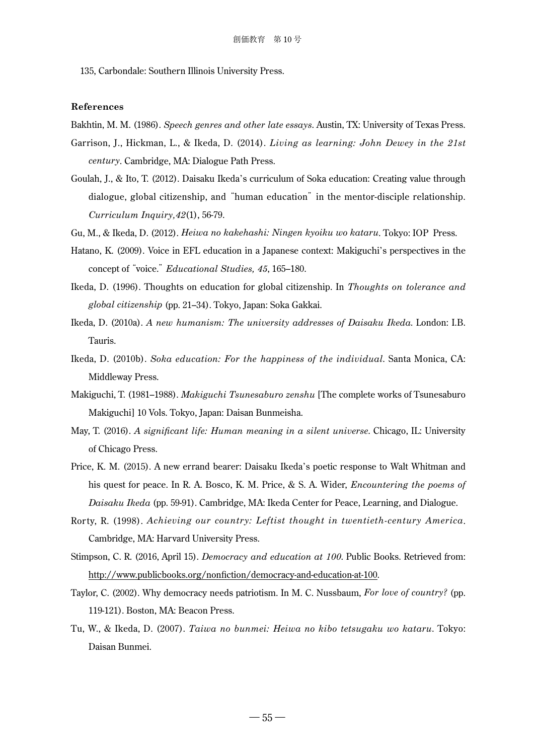135, Carbondale: Southern Illinois University Press.

**References**

Bakhtin, M. M. (1986). *Speech genres and other late essays*. Austin, TX: University of Texas Press.

Garrison, J., Hickman, L., & Ikeda, D. (2014). *Living as learning: John Dewey in the 21st century*. Cambridge, MA: Dialogue Path Press.

Goulah, J., & Ito, T. (2012). Daisaku Ikeda's curriculum of Soka education: Creating value through dialogue, global citizenship, and "human education" in the mentor-disciple relationship. *Curriculum Inquiry,42*(1), 56-79.

Gu, M., & Ikeda, D. (2012). *Heiwa no kakehashi: Ningen kyoiku wo kataru*. Tokyo: IOP Press.

Hatano, K. (2009). Voice in EFL education in a Japanese context: Makiguchi's perspectives in the concept of "voice." *Educational Studies, 45*, 165–180.

Ikeda, D. (1996). Thoughts on education for global citizenship. In *Thoughts on tolerance and global citizenship* (pp. 21–34). Tokyo, Japan: Soka Gakkai.

Ikeda, D. (2010a). *A new humanism: The university addresses of Daisaku Ikeda*. London: I.B. Tauris.

Ikeda, D. (2010b). *Soka education: For the happiness of the individual*. Santa Monica, CA: Middleway Press.

Makiguchi, T. (1981–1988). *Makiguchi Tsunesaburo zenshu* [The complete works of Tsunesaburo Makiguchi] 10 Vols. Tokyo, Japan: Daisan Bunmeisha.

May, T. (2016). *A significant life: Human meaning in a silent universe*. Chicago, IL: University of Chicago Press.

Price, K. M. (2015). A new errand bearer: Daisaku Ikeda's poetic response to Walt Whitman and his quest for peace. In R. A. Bosco, K. M. Price, & S. A. Wider, *Encountering the poems of Daisaku Ikeda* (pp. 59-91). Cambridge, MA: Ikeda Center for Peace, Learning, and Dialogue.

Rorty, R. (1998). *Achieving our country: Leftist thought in twentieth-century America*. Cambridge, MA: Harvard University Press.

Stimpson, C. R. (2016, April 15). *Democracy and education at 100*. Public Books. Retrieved from: http://www.publicbooks.org/nonfiction/democracy-and-education-at-100.

Taylor, C. (2002). Why democracy needs patriotism. In M. C. Nussbaum, *For love of country?* (pp. 119-121). Boston, MA: Beacon Press.

Tu, W., & Ikeda, D. (2007). *Taiwa no bunmei: Heiwa no kibo tetsugaku wo kataru*. Tokyo: Daisan Bunmei.